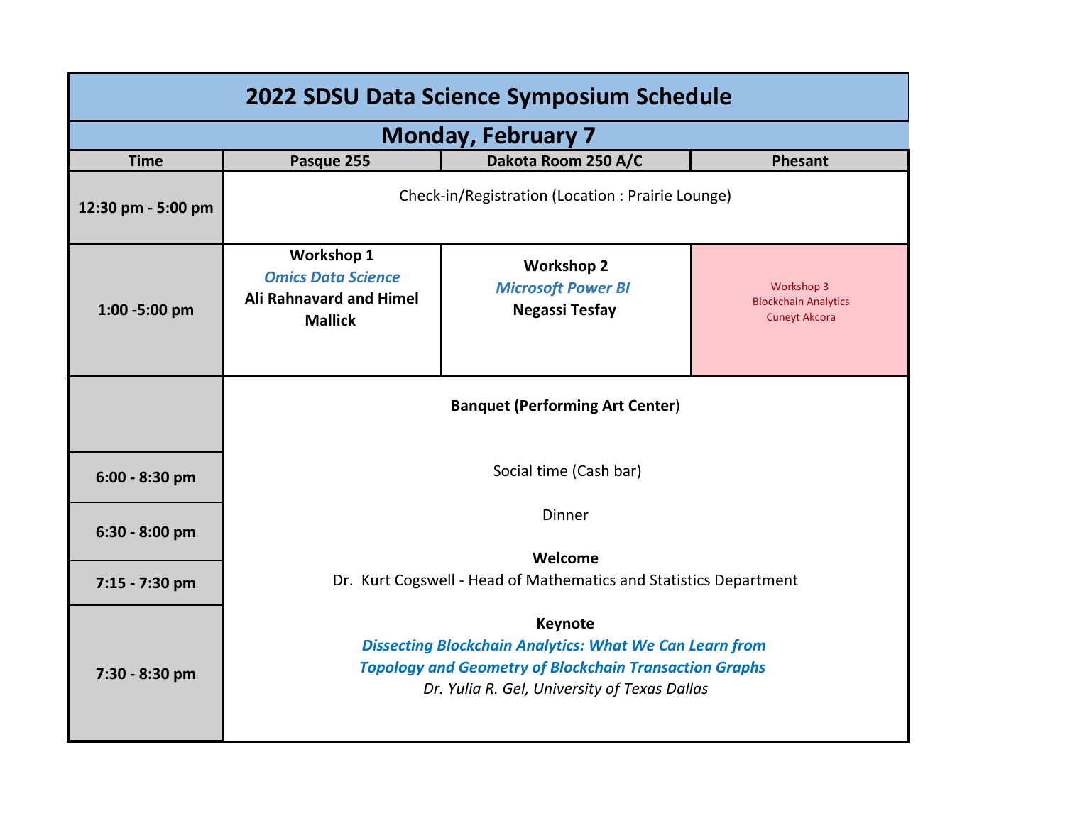# 2022 SDSU Data Science Symposium Schedule

## Monday, February 7

| Time | Pasque 255 | Dakota Room 250 A/C | Phesant |
|---|---|---|---|
| 12:30 pm - 5:00 pm | Check-in/Registration (Location : Prairie Lounge) | | |
| 1:00 -5:00 pm | **Workshop 1**<br>***Omics Data Science***<br>**Ali Rahnavard and Himel Mallick** | **Workshop 2**<br>***Microsoft Power BI***<br>**Negassi Tesfay** | Workshop 3<br>Blockchain Analytics<br>Cuneyt Akcora |
| | **Banquet (Performing Art Center**) | | |
| 6:00 - 8:30 pm | Social time (Cash bar) | | |
| 6:30 - 8:00 pm | Dinner | | |
| 7:15 - 7:30 pm | **Welcome**<br>Dr. Kurt Cogswell - Head of Mathematics and Statistics Department | | |
| 7:30 - 8:30 pm | **Keynote**<br>***Dissecting Blockchain Analytics: What We Can Learn from Topology and Geometry of Blockchain Transaction Graphs***<br>*Dr. Yulia R. Gel, University of Texas Dallas* | | |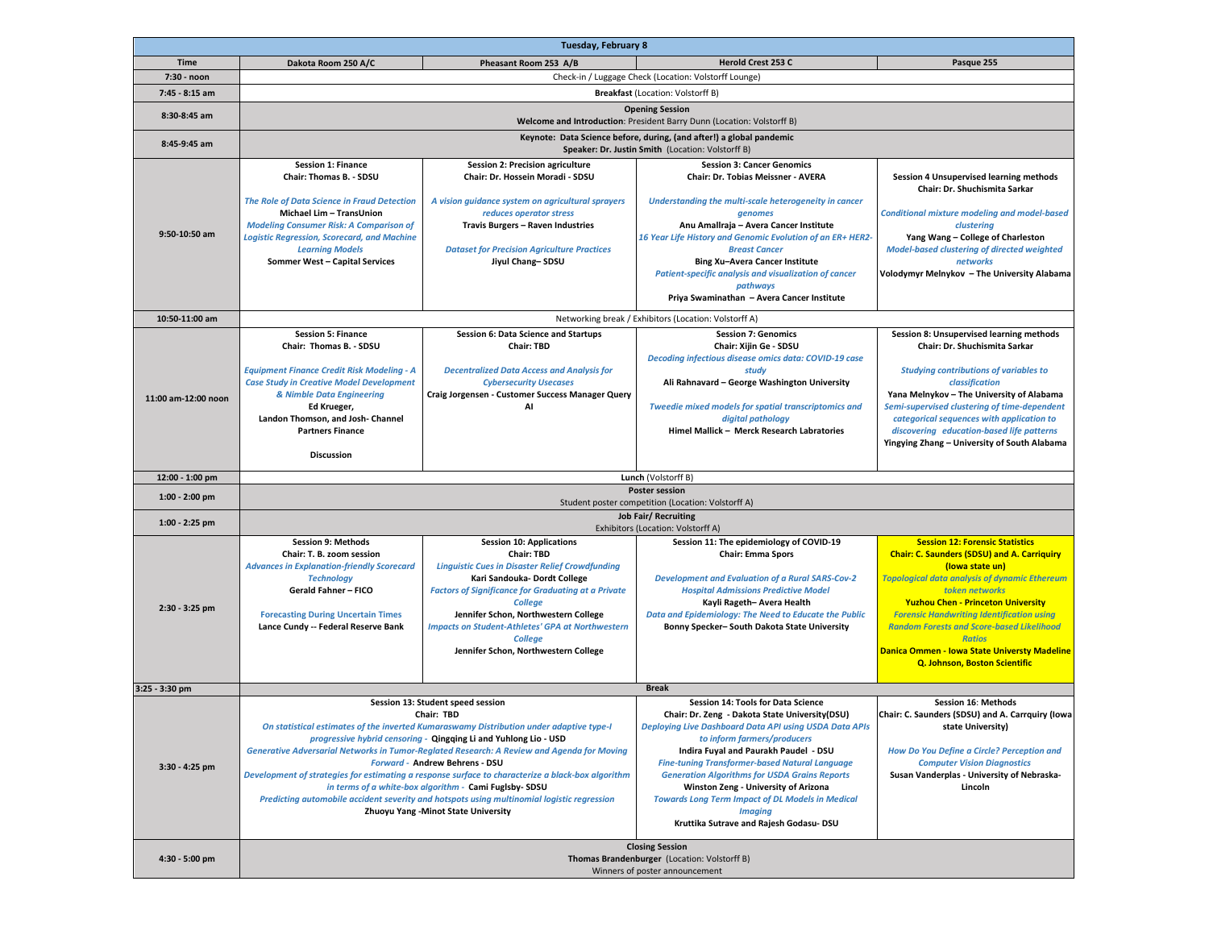| Tuesday, February 8 | | | | |
|---|---|---|---|---|
| **Time** | **Dakota Room 250 A/C** | **Pheasant Room 253 A/B** | **Herold Crest 253 C** | **Pasque 255** |
| **7:30 - noon** | Check-in / Luggage Check (Location: Volstorff Lounge) | | | |
| **7:45 - 8:15 am** | **Breakfast** (Location: Volstorff B) | | | |
| **8:30-8:45 am** | **Opening Session** **Welcome and Introduction**: President Barry Dunn (Location: Volstorff B) | | | |
| **8:45-9:45 am** | **Keynote: Data Science before, during, (and after!) a global pandemic** **Speaker: Dr. Justin Smith** (Location: Volstorff B) | | | |
| **9:50-10:50 am** | **Session 1: Finance** **Chair: Thomas B. - SDSU** *The Role of Data Science in Fraud Detection* **Michael Lim – TransUnion** *Modeling Consumer Risk: A Comparison of Logistic Regression, Scorecard, and Machine Learning Models* **Sommer West – Capital Services** | **Session 2: Precision agriculture** **Chair: Dr. Hossein Moradi - SDSU** *A vision guidance system on agricultural sprayers reduces operator stress* **Travis Burgers – Raven Industries** *Dataset for Precision Agriculture Practices* **Jiyul Chang– SDSU** | **Session 3: Cancer Genomics** **Chair: Dr. Tobias Meissner - AVERA** *Understanding the multi-scale heterogeneity in cancer genomes* **Anu Amallraja – Avera Cancer Institute** *16 Year Life History and Genomic Evolution of an ER+ HER2- Breast Cancer* **Bing Xu–Avera Cancer Institute** *Patient-specific analysis and visualization of cancer pathways* **Priya Swaminathan – Avera Cancer Institute** | **Session 4 Unsupervised learning methods** **Chair: Dr. Shuchismita Sarkar** *Conditional mixture modeling and model-based clustering* **Yang Wang – College of Charleston** *Model-based clustering of directed weighted networks* **Volodymyr Melnykov – The University Alabama** |
| **10:50-11:00 am** | Networking break / Exhibitors (Location: Volstorff A) | | | |
| **11:00 am-12:00 noon** | **Session 5: Finance** **Chair: Thomas B. - SDSU** *Equipment Finance Credit Risk Modeling - A Case Study in Creative Model Development & Nimble Data Engineering* **Ed Krueger, Landon Thomson, and Josh- Channel Partners Finance** **Discussion** | **Session 6: Data Science and Startups** **Chair: TBD** *Decentralized Data Access and Analysis for Cybersecurity Usecases* **Craig Jorgensen - Customer Success Manager Query AI** | **Session 7: Genomics** **Chair: Xijin Ge - SDSU** *Decoding infectious disease omics data: COVID-19 case study* **Ali Rahnavard – George Washington University** *Tweedie mixed models for spatial transcriptomics and digital pathology* **Himel Mallick – Merck Research Labratories** | **Session 8: Unsupervised learning methods** **Chair: Dr. Shuchismita Sarkar** *Studying contributions of variables to classification* **Yana Melnykov – The University of Alabama** *Semi-supervised clustering of time-dependent categorical sequences with application to discovering education-based life patterns* **Yingying Zhang – University of South Alabama** |
| **12:00 - 1:00 pm** | **Lunch** (Volstorff B) | | | |
| **1:00 - 2:00 pm** | **Poster session** Student poster competition (Location: Volstorff A) | | | |
| **1:00 - 2:25 pm** | **Job Fair/ Recruiting** Exhibitors (Location: Volstorff A) | | | |
| **2:30 - 3:25 pm** | **Session 9: Methods** **Chair: T. B. zoom session** *Advances in Explanation-friendly Scorecard Technology* **Gerald Fahner – FICO** *Forecasting During Uncertain Times* **Lance Cundy -- Federal Reserve Bank** | **Session 10: Applications** **Chair: TBD** *Linguistic Cues in Disaster Relief Crowdfunding* **Kari Sandouka- Dordt College** *Factors of Significance for Graduating at a Private College* **Jennifer Schon, Northwestern College** *Impacts on Student-Athletes' GPA at Northwestern College* **Jennifer Schon, Northwestern College** | **Session 11: The epidemiology of COVID-19** **Chair: Emma Spors** *Development and Evaluation of a Rural SARS-Cov-2 Hospital Admissions Predictive Model* **Kayli Rageth– Avera Health** *Data and Epidemiology: The Need to Educate the Public* **Bonny Specker– South Dakota State University** | **Session 12: Forensic Statistics** **Chair: C. Saunders (SDSU) and A. Carriquiry (Iowa state un)** *Topological data analysis of dynamic Ethereum token networks* **Yuzhou Chen - Princeton University** *Forensic Handwriting Identification using Random Forests and Score-based Likelihood Ratios* **Danica Ommen - Iowa State Universty Madeline Q. Johnson, Boston Scientific** |
| **3:25 - 3:30 pm** | **Break** | | | |
| **3:30 - 4:25 pm** | **Session 13: Student speed session** **Chair: TBD** *On statistical estimates of the inverted Kumaraswamy Distribution under adaptive type-I progressive hybrid censoring -* **Qingqing Li and Yuhlong Lio - USD** *Generative Adversarial Networks in Tumor-Reglated Research: A Review and Agenda for Moving Forward -* **Andrew Behrens - DSU** *Development of strategies for estimating a response surface to characterize a black-box algorithm in terms of a white-box algorithm -* **Cami Fuglsby- SDSU** *Predicting automobile accident severity and hotspots using multinomial logistic regression* **Zhuoyu Yang -Minot State University** | | **Session 14: Tools for Data Science** **Chair: Dr. Zeng - Dakota State University(DSU)** *Deploying Live Dashboard Data API using USDA Data APIs to inform farmers/producers* **Indira Fuyal and Paurakh Paudel - DSU** *Fine-tuning Transformer-based Natural Language Generation Algorithms for USDA Grains Reports* **Winston Zeng - University of Arizona** *Towards Long Term Impact of DL Models in Medical Imaging* **Kruttika Sutrave and Rajesh Godasu- DSU** | **Session 16: Methods** **Chair: C. Saunders (SDSU) and A. Carriquiry (Iowa state University)** *How Do You Define a Circle? Perception and Computer Vision Diagnostics* **Susan Vanderplas - University of Nebraska-Lincoln** |
| **4:30 - 5:00 pm** | **Closing Session** **Thomas Brandenburger** (Location: Volstorff B) Winners of poster announcement | | | |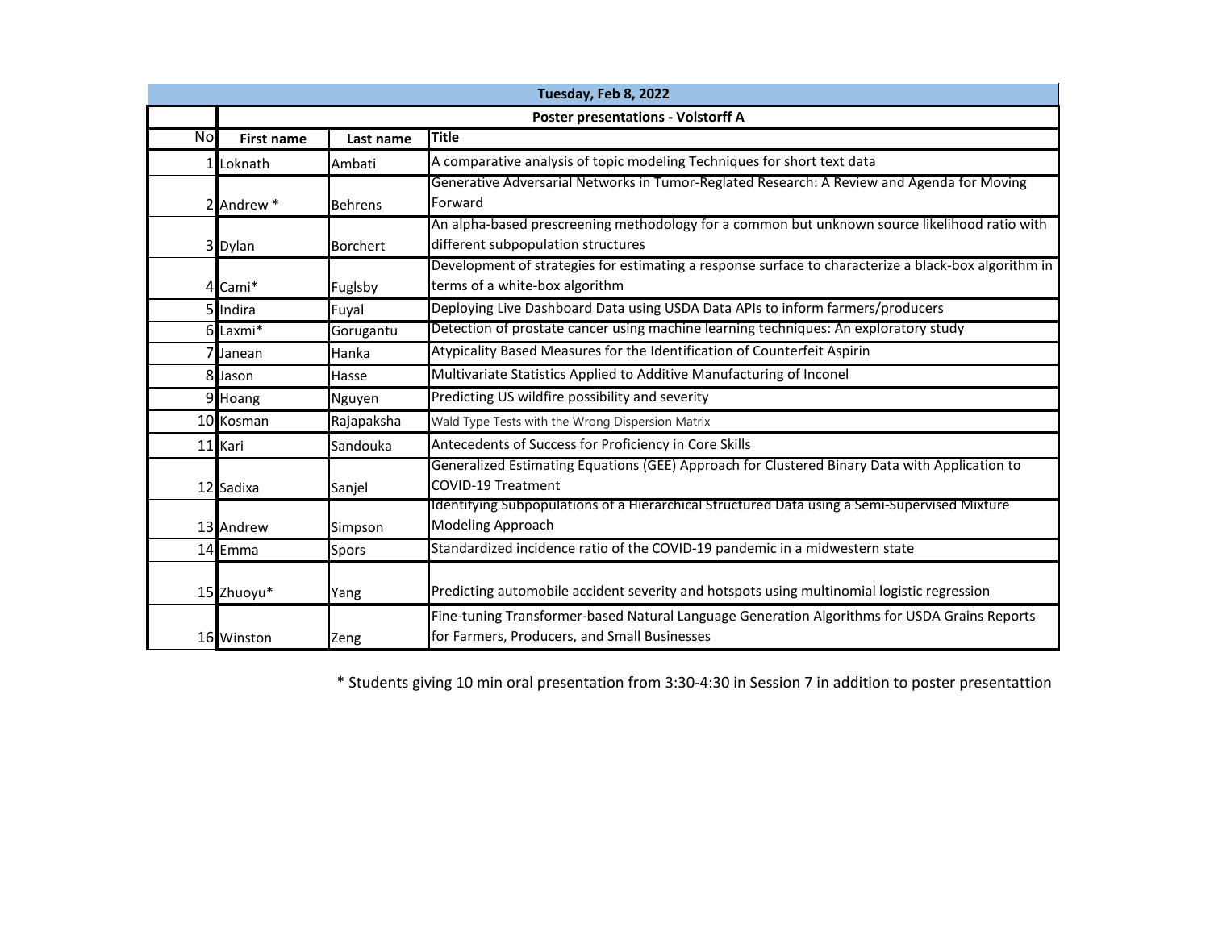| Tuesday, Feb 8, 2022 | | | |
|---|---|---|---|
| | Poster presentations - Volstorff A | | |
| No | First name | Last name | Title |
| 1 | Loknath | Ambati | A comparative analysis of topic modeling Techniques for short text data |
| 2 | Andrew * | Behrens | Generative Adversarial Networks in Tumor-Reglated Research: A Review and Agenda for Moving Forward |
| 3 | Dylan | Borchert | An alpha-based prescreening methodology for a common but unknown source likelihood ratio with different subpopulation structures |
| 4 | Cami* | Fuglsby | Development of strategies for estimating a response surface to characterize a black-box algorithm in terms of a white-box algorithm |
| 5 | Indira | Fuyal | Deploying Live Dashboard Data using USDA Data APIs to inform farmers/producers |
| 6 | Laxmi* | Gorugantu | Detection of prostate cancer using machine learning techniques: An exploratory study |
| 7 | Janean | Hanka | Atypicality Based Measures for the Identification of Counterfeit Aspirin |
| 8 | Jason | Hasse | Multivariate Statistics Applied to Additive Manufacturing of Inconel |
| 9 | Hoang | Nguyen | Predicting US wildfire possibility and severity |
| 10 | Kosman | Rajapaksha | Wald Type Tests with the Wrong Dispersion Matrix |
| 11 | Kari | Sandouka | Antecedents of Success for Proficiency in Core Skills |
| 12 | Sadixa | Sanjel | Generalized Estimating Equations (GEE) Approach for Clustered Binary Data with Application to COVID-19 Treatment |
| 13 | Andrew | Simpson | Identifying Subpopulations of a Hierarchical Structured Data using a Semi-Supervised Mixture Modeling Approach |
| 14 | Emma | Spors | Standardized incidence ratio of the COVID-19 pandemic in a midwestern state |
| 15 | Zhuoyu* | Yang | Predicting automobile accident severity and hotspots using multinomial logistic regression |
| 16 | Winston | Zeng | Fine-tuning Transformer-based Natural Language Generation Algorithms for USDA Grains Reports for Farmers, Producers, and Small Businesses |

* Students giving 10 min oral presentation from 3:30-4:30 in Session 7 in addition to poster presentattion